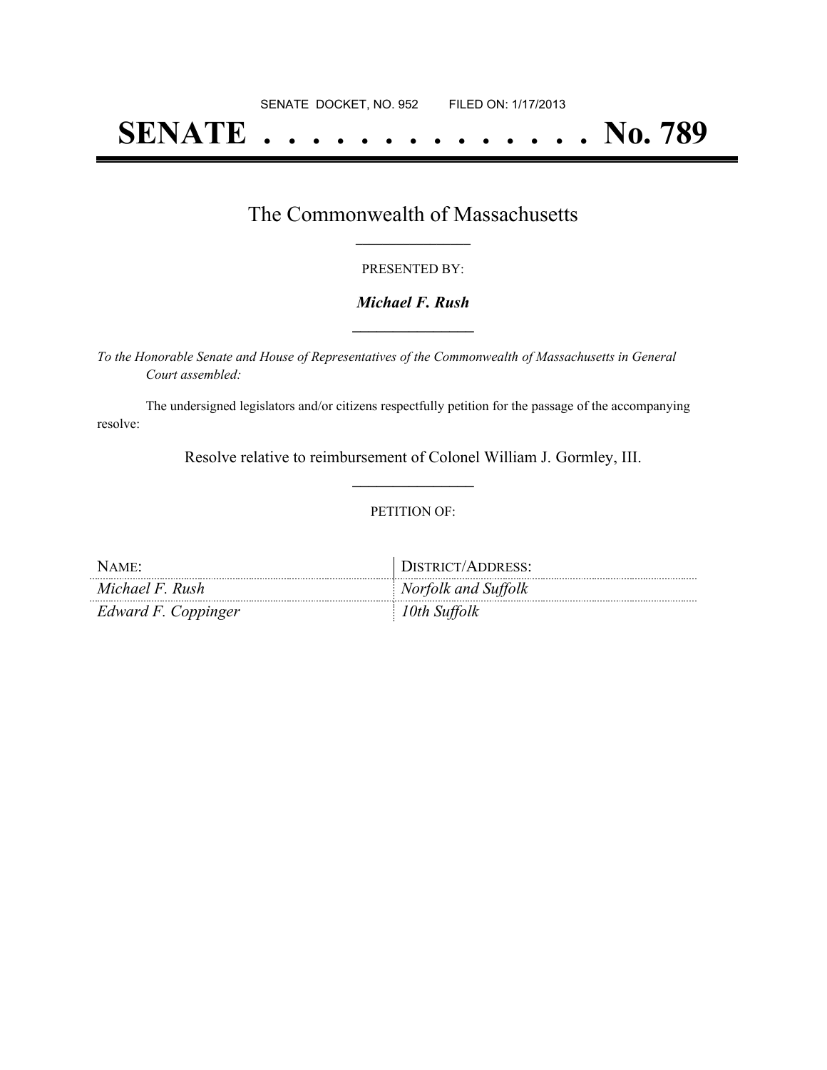SENATE DOCKET, NO. 952        FILED ON: 1/17/2013

# SENATE . . . . . . . . . . . . . . No. 789

## The Commonwealth of Massachusetts

PRESENTED BY:

***Michael F. Rush***

*To the Honorable Senate and House of Representatives of the Commonwealth of Massachusetts in General Court assembled:*

The undersigned legislators and/or citizens respectfully petition for the passage of the accompanying resolve:

Resolve relative to reimbursement of Colonel William J. Gormley, III.

PETITION OF:

| NAME: | DISTRICT/ADDRESS: |
| --- | --- |
| *Michael F. Rush* | *Norfolk and Suffolk* |
| *Edward F. Coppinger* | *10th Suffolk* |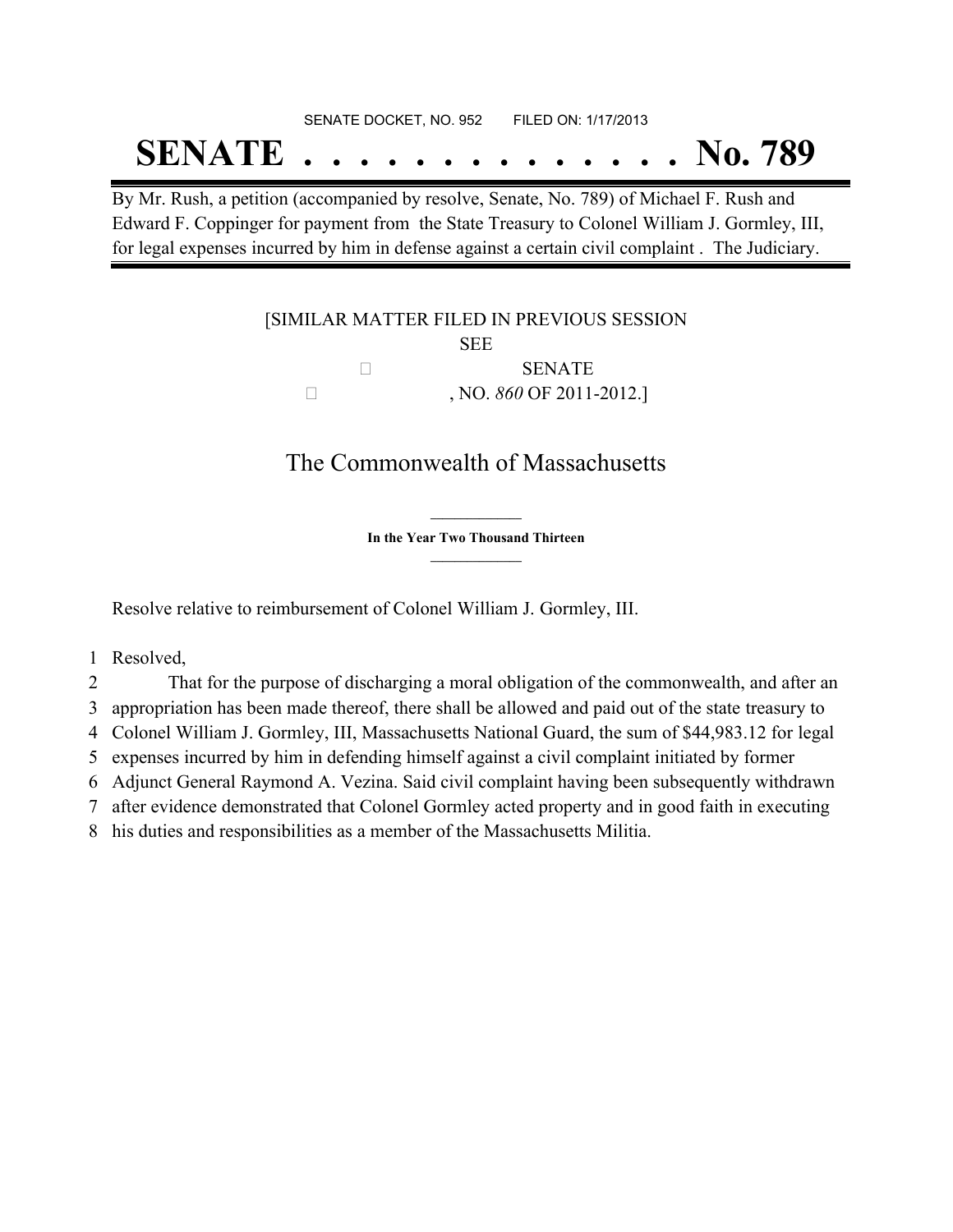SENATE DOCKET, NO. 952        FILED ON: 1/17/2013

# SENATE . . . . . . . . . . . . . . No. 789

By Mr. Rush, a petition (accompanied by resolve, Senate, No. 789) of Michael F. Rush and Edward F. Coppinger for payment from the State Treasury to Colonel William J. Gormley, III, for legal expenses incurred by him in defense against a certain civil complaint . The Judiciary.

[SIMILAR MATTER FILED IN PREVIOUS SESSION
SEE
SENATE
, NO. *860* OF 2011-2012.]

## The Commonwealth of Massachusetts

**In the Year Two Thousand Thirteen**

Resolve relative to reimbursement of Colonel William J. Gormley, III.

1 Resolved,

2 That for the purpose of discharging a moral obligation of the commonwealth, and after an
3 appropriation has been made thereof, there shall be allowed and paid out of the state treasury to
4 Colonel William J. Gormley, III, Massachusetts National Guard, the sum of $44,983.12 for legal
5 expenses incurred by him in defending himself against a civil complaint initiated by former
6 Adjunct General Raymond A. Vezina. Said civil complaint having been subsequently withdrawn
7 after evidence demonstrated that Colonel Gormley acted property and in good faith in executing
8 his duties and responsibilities as a member of the Massachusetts Militia.